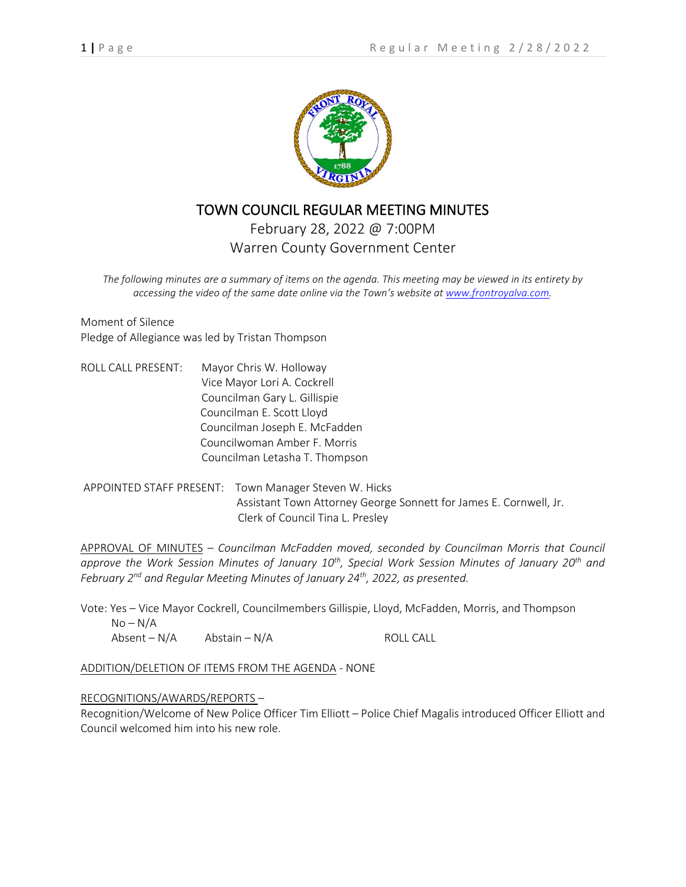# TOWN COUNCIL REGULAR MEETING MINUTES

February 28, 2022 @ 7:00PM
Warren County Government Center

*The following minutes are a summary of items on the agenda. This meeting may be viewed in its entirety by accessing the video of the same date online via the Town's website at www.frontroyalva.com.*

Moment of Silence
Pledge of Allegiance was led by Tristan Thompson

ROLL CALL PRESENT:
- Mayor Chris W. Holloway
- Vice Mayor Lori A. Cockrell
- Councilman Gary L. Gillispie
- Councilman E. Scott Lloyd
- Councilman Joseph E. McFadden
- Councilwoman Amber F. Morris
- Councilman Letasha T. Thompson

APPOINTED STAFF PRESENT:
- Town Manager Steven W. Hicks
- Assistant Town Attorney George Sonnett for James E. Cornwell, Jr.
- Clerk of Council Tina L. Presley

APPROVAL OF MINUTES – *Councilman McFadden moved, seconded by Councilman Morris that Council approve the Work Session Minutes of January 10th, Special Work Session Minutes of January 20th and February 2nd and Regular Meeting Minutes of January 24th, 2022, as presented.*

Vote: Yes – Vice Mayor Cockrell, Councilmembers Gillispie, Lloyd, McFadden, Morris, and Thompson
No – N/A
Absent – N/A    Abstain – N/A    ROLL CALL

ADDITION/DELETION OF ITEMS FROM THE AGENDA - NONE

RECOGNITIONS/AWARDS/REPORTS –
Recognition/Welcome of New Police Officer Tim Elliott – Police Chief Magalis introduced Officer Elliott and Council welcomed him into his new role.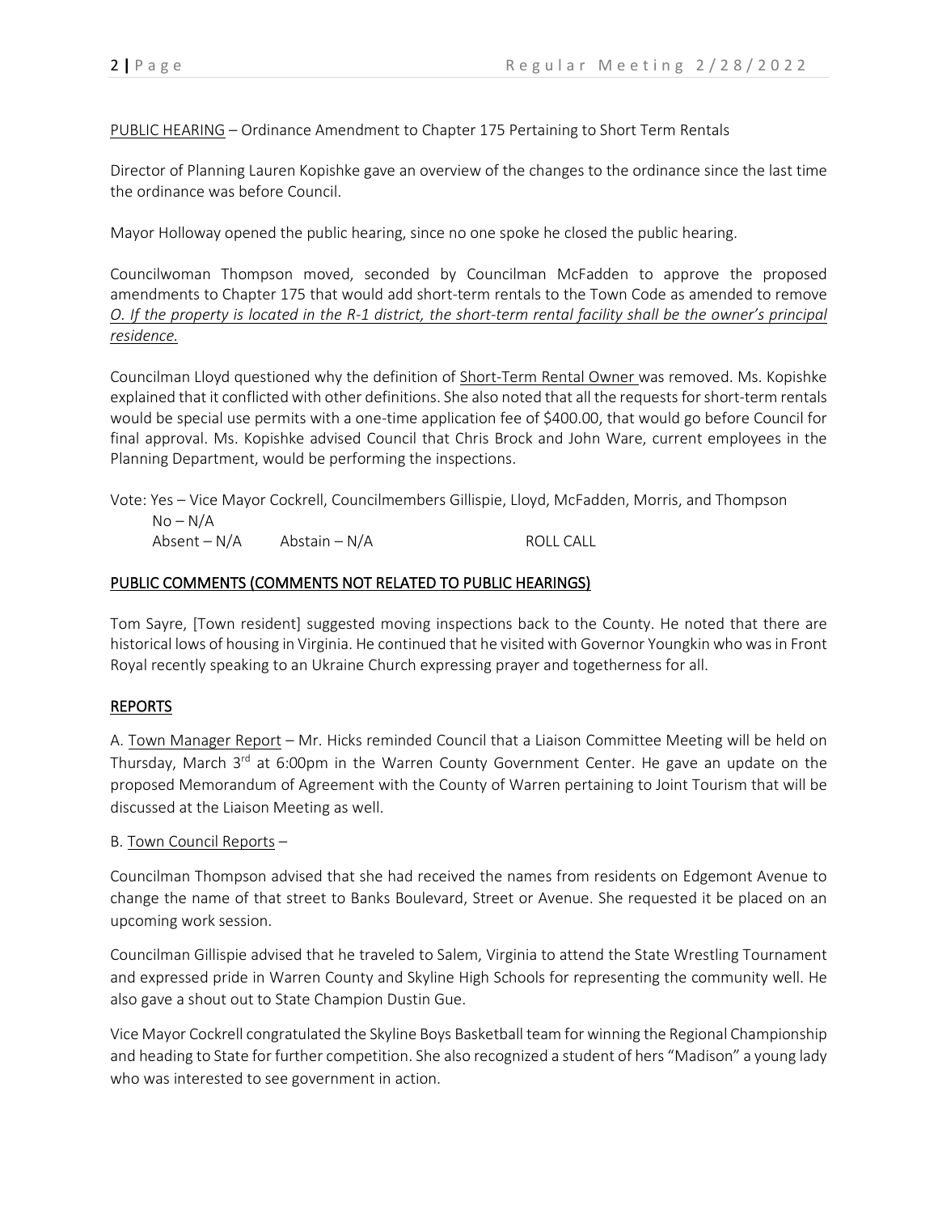PUBLIC HEARING – Ordinance Amendment to Chapter 175 Pertaining to Short Term Rentals

Director of Planning Lauren Kopishke gave an overview of the changes to the ordinance since the last time the ordinance was before Council.

Mayor Holloway opened the public hearing, since no one spoke he closed the public hearing.

Councilwoman Thompson moved, seconded by Councilman McFadden to approve the proposed amendments to Chapter 175 that would add short-term rentals to the Town Code as amended to remove *O. If the property is located in the R-1 district, the short-term rental facility shall be the owner's principal residence.*

Councilman Lloyd questioned why the definition of Short-Term Rental Owner was removed. Ms. Kopishke explained that it conflicted with other definitions. She also noted that all the requests for short-term rentals would be special use permits with a one-time application fee of $400.00, that would go before Council for final approval. Ms. Kopishke advised Council that Chris Brock and John Ware, current employees in the Planning Department, would be performing the inspections.

Vote: Yes – Vice Mayor Cockrell, Councilmembers Gillispie, Lloyd, McFadden, Morris, and Thompson
No – N/A
Absent – N/A Abstain – N/A ROLL CALL

## PUBLIC COMMENTS (COMMENTS NOT RELATED TO PUBLIC HEARINGS)

Tom Sayre, [Town resident] suggested moving inspections back to the County. He noted that there are historical lows of housing in Virginia. He continued that he visited with Governor Youngkin who was in Front Royal recently speaking to an Ukraine Church expressing prayer and togetherness for all.

## REPORTS

A. Town Manager Report – Mr. Hicks reminded Council that a Liaison Committee Meeting will be held on Thursday, March 3rd at 6:00pm in the Warren County Government Center. He gave an update on the proposed Memorandum of Agreement with the County of Warren pertaining to Joint Tourism that will be discussed at the Liaison Meeting as well.

B. Town Council Reports –

Councilman Thompson advised that she had received the names from residents on Edgemont Avenue to change the name of that street to Banks Boulevard, Street or Avenue. She requested it be placed on an upcoming work session.

Councilman Gillispie advised that he traveled to Salem, Virginia to attend the State Wrestling Tournament and expressed pride in Warren County and Skyline High Schools for representing the community well. He also gave a shout out to State Champion Dustin Gue.

Vice Mayor Cockrell congratulated the Skyline Boys Basketball team for winning the Regional Championship and heading to State for further competition. She also recognized a student of hers "Madison" a young lady who was interested to see government in action.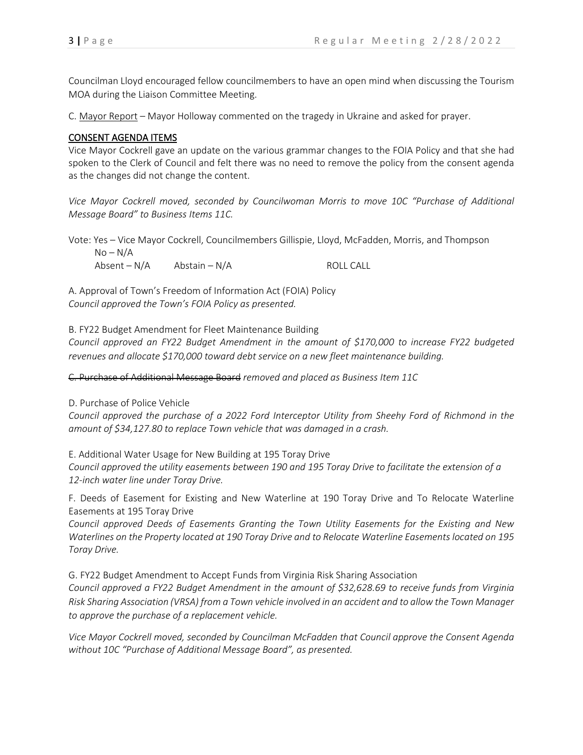Councilman Lloyd encouraged fellow councilmembers to have an open mind when discussing the Tourism MOA during the Liaison Committee Meeting.

C. Mayor Report – Mayor Holloway commented on the tragedy in Ukraine and asked for prayer.

## CONSENT AGENDA ITEMS

Vice Mayor Cockrell gave an update on the various grammar changes to the FOIA Policy and that she had spoken to the Clerk of Council and felt there was no need to remove the policy from the consent agenda as the changes did not change the content.

*Vice Mayor Cockrell moved, seconded by Councilwoman Morris to move 10C "Purchase of Additional Message Board" to Business Items 11C.*

Vote: Yes – Vice Mayor Cockrell, Councilmembers Gillispie, Lloyd, McFadden, Morris, and Thompson
No – N/A
Absent – N/A    Abstain – N/A    ROLL CALL

A. Approval of Town's Freedom of Information Act (FOIA) Policy
*Council approved the Town's FOIA Policy as presented.*

B. FY22 Budget Amendment for Fleet Maintenance Building
*Council approved an FY22 Budget Amendment in the amount of $170,000 to increase FY22 budgeted revenues and allocate $170,000 toward debt service on a new fleet maintenance building.*

~~C. Purchase of Additional Message Board~~ *removed and placed as Business Item 11C*

D. Purchase of Police Vehicle
*Council approved the purchase of a 2022 Ford Interceptor Utility from Sheehy Ford of Richmond in the amount of $34,127.80 to replace Town vehicle that was damaged in a crash.*

E. Additional Water Usage for New Building at 195 Toray Drive
*Council approved the utility easements between 190 and 195 Toray Drive to facilitate the extension of a 12-inch water line under Toray Drive.*

F. Deeds of Easement for Existing and New Waterline at 190 Toray Drive and To Relocate Waterline Easements at 195 Toray Drive
*Council approved Deeds of Easements Granting the Town Utility Easements for the Existing and New Waterlines on the Property located at 190 Toray Drive and to Relocate Waterline Easements located on 195 Toray Drive.*

G. FY22 Budget Amendment to Accept Funds from Virginia Risk Sharing Association
*Council approved a FY22 Budget Amendment in the amount of $32,628.69 to receive funds from Virginia Risk Sharing Association (VRSA) from a Town vehicle involved in an accident and to allow the Town Manager to approve the purchase of a replacement vehicle.*

*Vice Mayor Cockrell moved, seconded by Councilman McFadden that Council approve the Consent Agenda without 10C "Purchase of Additional Message Board", as presented.*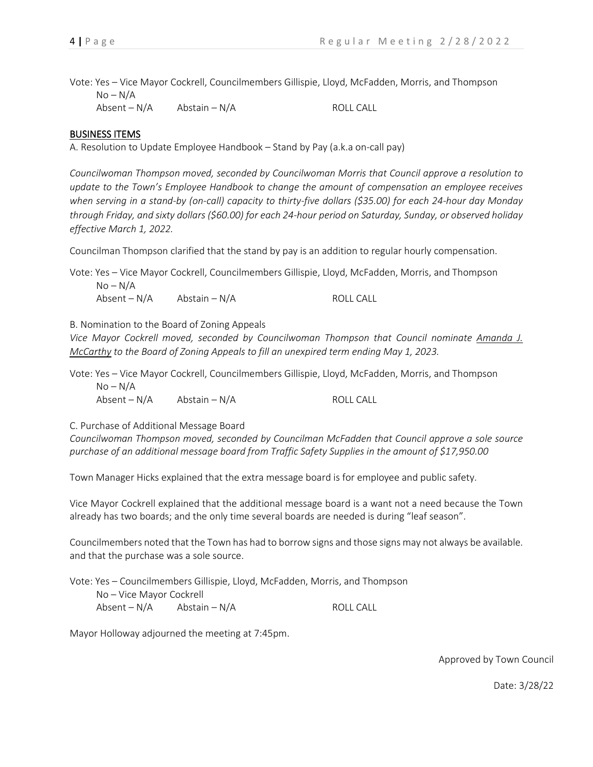Vote: Yes – Vice Mayor Cockrell, Councilmembers Gillispie, Lloyd, McFadden, Morris, and Thompson
No – N/A
Absent – N/A Abstain – N/A ROLL CALL

## BUSINESS ITEMS

A. Resolution to Update Employee Handbook – Stand by Pay (a.k.a on-call pay)

*Councilwoman Thompson moved, seconded by Councilwoman Morris that Council approve a resolution to update to the Town's Employee Handbook to change the amount of compensation an employee receives when serving in a stand-by (on-call) capacity to thirty-five dollars ($35.00) for each 24-hour day Monday through Friday, and sixty dollars ($60.00) for each 24-hour period on Saturday, Sunday, or observed holiday effective March 1, 2022.*

Councilman Thompson clarified that the stand by pay is an addition to regular hourly compensation.

Vote: Yes – Vice Mayor Cockrell, Councilmembers Gillispie, Lloyd, McFadden, Morris, and Thompson
No – N/A
Absent – N/A Abstain – N/A ROLL CALL

B. Nomination to the Board of Zoning Appeals

*Vice Mayor Cockrell moved, seconded by Councilwoman Thompson that Council nominate Amanda J. McCarthy to the Board of Zoning Appeals to fill an unexpired term ending May 1, 2023.*

Vote: Yes – Vice Mayor Cockrell, Councilmembers Gillispie, Lloyd, McFadden, Morris, and Thompson
No – N/A
Absent – N/A Abstain – N/A ROLL CALL

C. Purchase of Additional Message Board

*Councilwoman Thompson moved, seconded by Councilman McFadden that Council approve a sole source purchase of an additional message board from Traffic Safety Supplies in the amount of $17,950.00*

Town Manager Hicks explained that the extra message board is for employee and public safety.

Vice Mayor Cockrell explained that the additional message board is a want not a need because the Town already has two boards; and the only time several boards are needed is during "leaf season".

Councilmembers noted that the Town has had to borrow signs and those signs may not always be available. and that the purchase was a sole source.

Vote: Yes – Councilmembers Gillispie, Lloyd, McFadden, Morris, and Thompson
No – Vice Mayor Cockrell
Absent – N/A Abstain – N/A ROLL CALL

Mayor Holloway adjourned the meeting at 7:45pm.

Approved by Town Council

Date: 3/28/22